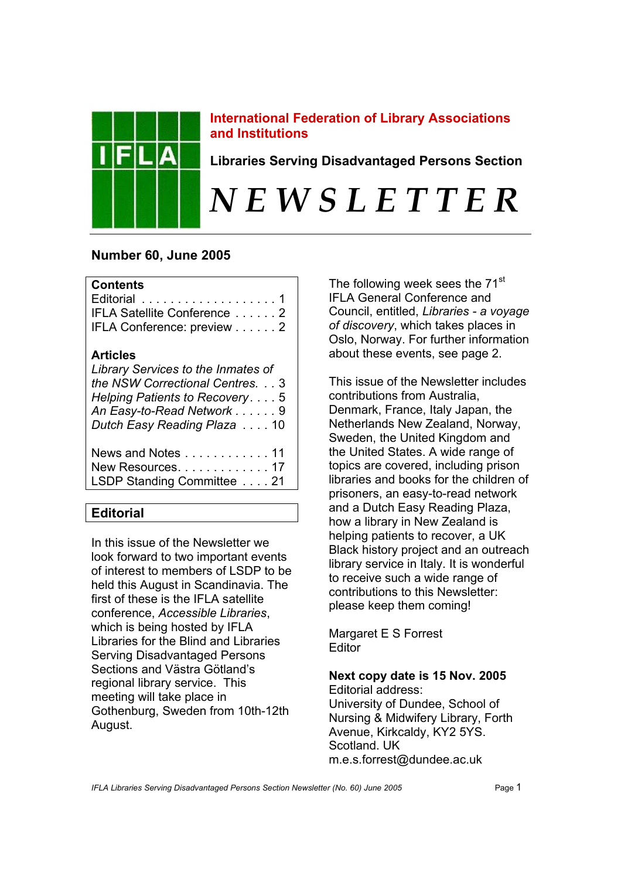# International Federation of Library Associations and Institutions

## Libraries Serving Disadvantaged Persons Section

# *NEWSLETTER*

**Number 60, June 2005**

**Contents**

Editorial . . . . . . . . . . . . . . . . . . . . 1
IFLA Satellite Conference . . . . . . 2
IFLA Conference: preview . . . . . . 2

**Articles**

*Library Services to the Inmates of the NSW Correctional Centres.* . . . 3
*Helping Patients to Recovery* . . . . 5
*An Easy-to-Read Network* . . . . . . 9
*Dutch Easy Reading Plaza* . . . . 10

News and Notes . . . . . . . . . . . . 11
New Resources. . . . . . . . . . . . . 17
LSDP Standing Committee . . . . 21

## Editorial

In this issue of the Newsletter we look forward to two important events of interest to members of LSDP to be held this August in Scandinavia. The first of these is the IFLA satellite conference, *Accessible Libraries*, which is being hosted by IFLA Libraries for the Blind and Libraries Serving Disadvantaged Persons Sections and Västra Götland's regional library service. This meeting will take place in Gothenburg, Sweden from 10th-12th August.

The following week sees the 71st IFLA General Conference and Council, entitled, *Libraries - a voyage of discovery*, which takes places in Oslo, Norway. For further information about these events, see page 2.

This issue of the Newsletter includes contributions from Australia, Denmark, France, Italy Japan, the Netherlands New Zealand, Norway, Sweden, the United Kingdom and the United States. A wide range of topics are covered, including prison libraries and books for the children of prisoners, an easy-to-read network and a Dutch Easy Reading Plaza, how a library in New Zealand is helping patients to recover, a UK Black history project and an outreach library service in Italy. It is wonderful to receive such a wide range of contributions to this Newsletter: please keep them coming!

Margaret E S Forrest
Editor

**Next copy date is 15 Nov. 2005**
Editorial address:
University of Dundee, School of Nursing & Midwifery Library, Forth Avenue, Kirkcaldy, KY2 5YS. Scotland. UK
m.e.s.forrest@dundee.ac.uk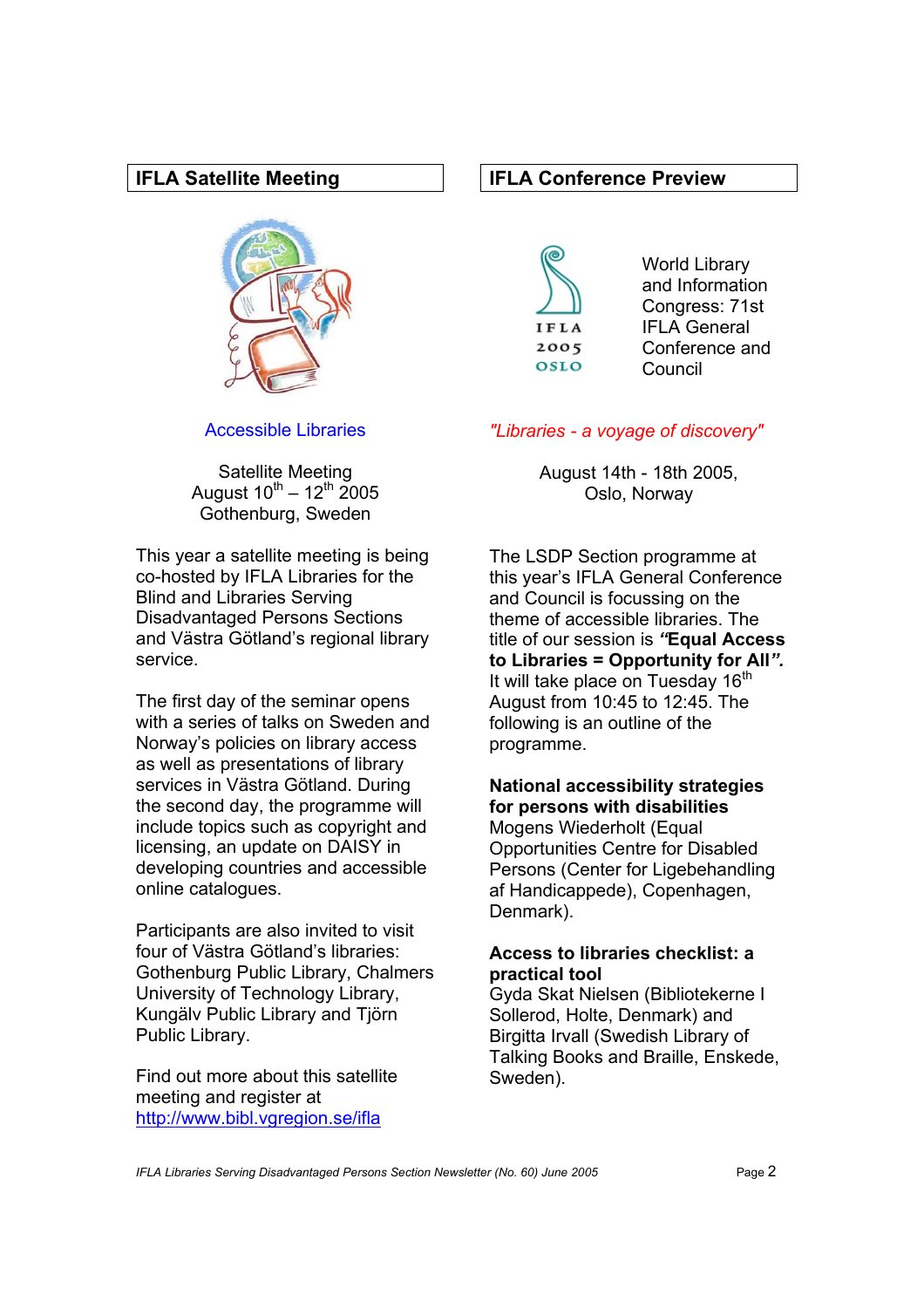## IFLA Satellite Meeting

Accessible Libraries

Satellite Meeting
August 10th – 12th 2005
Gothenburg, Sweden

This year a satellite meeting is being co-hosted by IFLA Libraries for the Blind and Libraries Serving Disadvantaged Persons Sections and Västra Götland's regional library service.

The first day of the seminar opens with a series of talks on Sweden and Norway's policies on library access as well as presentations of library services in Västra Götland. During the second day, the programme will include topics such as copyright and licensing, an update on DAISY in developing countries and accessible online catalogues.

Participants are also invited to visit four of Västra Götland's libraries: Gothenburg Public Library, Chalmers University of Technology Library, Kungälv Public Library and Tjörn Public Library.

Find out more about this satellite meeting and register at http://www.bibl.vgregion.se/ifla

## IFLA Conference Preview

IFLA 2005 OSLO

World Library and Information Congress: 71st IFLA General Conference and Council

*"Libraries - a voyage of discovery"*

August 14th - 18th 2005,
Oslo, Norway

The LSDP Section programme at this year's IFLA General Conference and Council is focussing on the theme of accessible libraries. The title of our session is ***"Equal Access to Libraries = Opportunity for All".*** It will take place on Tuesday 16th August from 10:45 to 12:45. The following is an outline of the programme.

**National accessibility strategies for persons with disabilities**
Mogens Wiederholt (Equal Opportunities Centre for Disabled Persons (Center for Ligebehandling af Handicappede), Copenhagen, Denmark).

**Access to libraries checklist: a practical tool**
Gyda Skat Nielsen (Bibliotekerne I Sollerod, Holte, Denmark) and Birgitta Irvall (Swedish Library of Talking Books and Braille, Enskede, Sweden).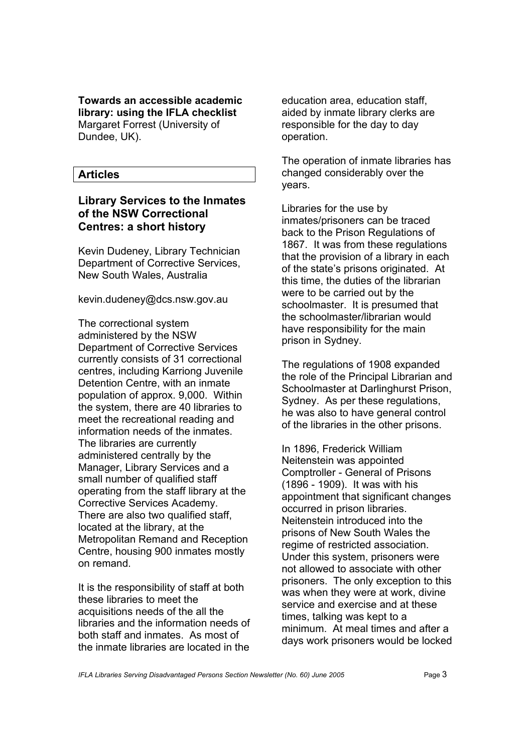**Towards an accessible academic library: using the IFLA checklist**
Margaret Forrest (University of Dundee, UK).

## Articles

### Library Services to the Inmates of the NSW Correctional Centres: a short history

Kevin Dudeney, Library Technician
Department of Corrective Services, New South Wales, Australia

kevin.dudeney@dcs.nsw.gov.au

The correctional system administered by the NSW Department of Corrective Services currently consists of 31 correctional centres, including Karriong Juvenile Detention Centre, with an inmate population of approx. 9,000. Within the system, there are 40 libraries to meet the recreational reading and information needs of the inmates. The libraries are currently administered centrally by the Manager, Library Services and a small number of qualified staff operating from the staff library at the Corrective Services Academy. There are also two qualified staff, located at the library, at the Metropolitan Remand and Reception Centre, housing 900 inmates mostly on remand.

It is the responsibility of staff at both these libraries to meet the acquisitions needs of the all the libraries and the information needs of both staff and inmates. As most of the inmate libraries are located in the education area, education staff, aided by inmate library clerks are responsible for the day to day operation.

The operation of inmate libraries has changed considerably over the years.

Libraries for the use by inmates/prisoners can be traced back to the Prison Regulations of 1867. It was from these regulations that the provision of a library in each of the state's prisons originated. At this time, the duties of the librarian were to be carried out by the schoolmaster. It is presumed that the schoolmaster/librarian would have responsibility for the main prison in Sydney.

The regulations of 1908 expanded the role of the Principal Librarian and Schoolmaster at Darlinghurst Prison, Sydney. As per these regulations, he was also to have general control of the libraries in the other prisons.

In 1896, Frederick William Neitenstein was appointed Comptroller - General of Prisons (1896 - 1909). It was with his appointment that significant changes occurred in prison libraries. Neitenstein introduced into the prisons of New South Wales the regime of restricted association. Under this system, prisoners were not allowed to associate with other prisoners. The only exception to this was when they were at work, divine service and exercise and at these times, talking was kept to a minimum. At meal times and after a days work prisoners would be locked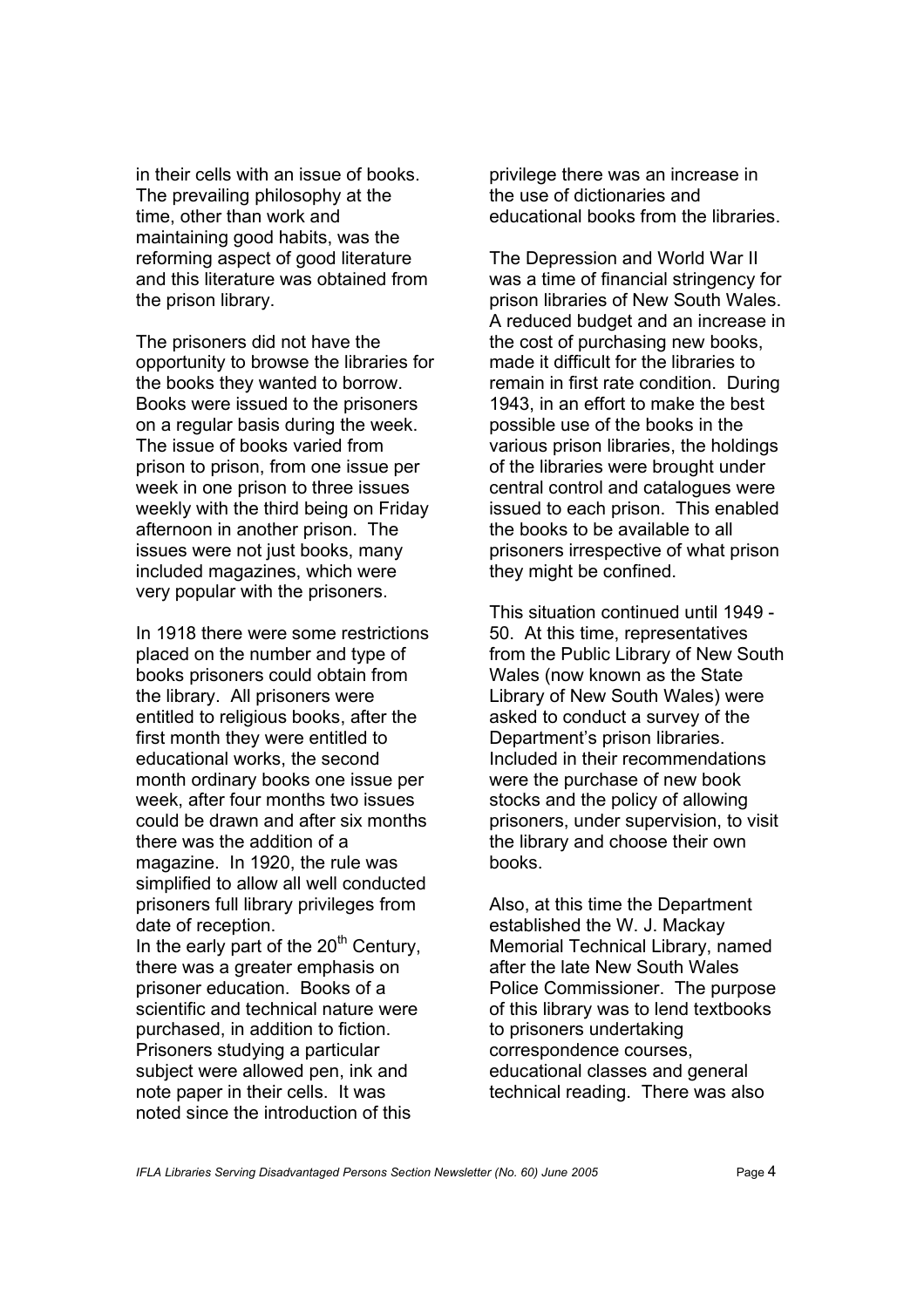in their cells with an issue of books. The prevailing philosophy at the time, other than work and maintaining good habits, was the reforming aspect of good literature and this literature was obtained from the prison library.

The prisoners did not have the opportunity to browse the libraries for the books they wanted to borrow. Books were issued to the prisoners on a regular basis during the week. The issue of books varied from prison to prison, from one issue per week in one prison to three issues weekly with the third being on Friday afternoon in another prison. The issues were not just books, many included magazines, which were very popular with the prisoners.

In 1918 there were some restrictions placed on the number and type of books prisoners could obtain from the library. All prisoners were entitled to religious books, after the first month they were entitled to educational works, the second month ordinary books one issue per week, after four months two issues could be drawn and after six months there was the addition of a magazine. In 1920, the rule was simplified to allow all well conducted prisoners full library privileges from date of reception.

In the early part of the 20th Century, there was a greater emphasis on prisoner education. Books of a scientific and technical nature were purchased, in addition to fiction. Prisoners studying a particular subject were allowed pen, ink and note paper in their cells. It was noted since the introduction of this privilege there was an increase in the use of dictionaries and educational books from the libraries.

The Depression and World War II was a time of financial stringency for prison libraries of New South Wales. A reduced budget and an increase in the cost of purchasing new books, made it difficult for the libraries to remain in first rate condition. During 1943, in an effort to make the best possible use of the books in the various prison libraries, the holdings of the libraries were brought under central control and catalogues were issued to each prison. This enabled the books to be available to all prisoners irrespective of what prison they might be confined.

This situation continued until 1949 - 50. At this time, representatives from the Public Library of New South Wales (now known as the State Library of New South Wales) were asked to conduct a survey of the Department's prison libraries. Included in their recommendations were the purchase of new book stocks and the policy of allowing prisoners, under supervision, to visit the library and choose their own books.

Also, at this time the Department established the W. J. Mackay Memorial Technical Library, named after the late New South Wales Police Commissioner. The purpose of this library was to lend textbooks to prisoners undertaking correspondence courses, educational classes and general technical reading. There was also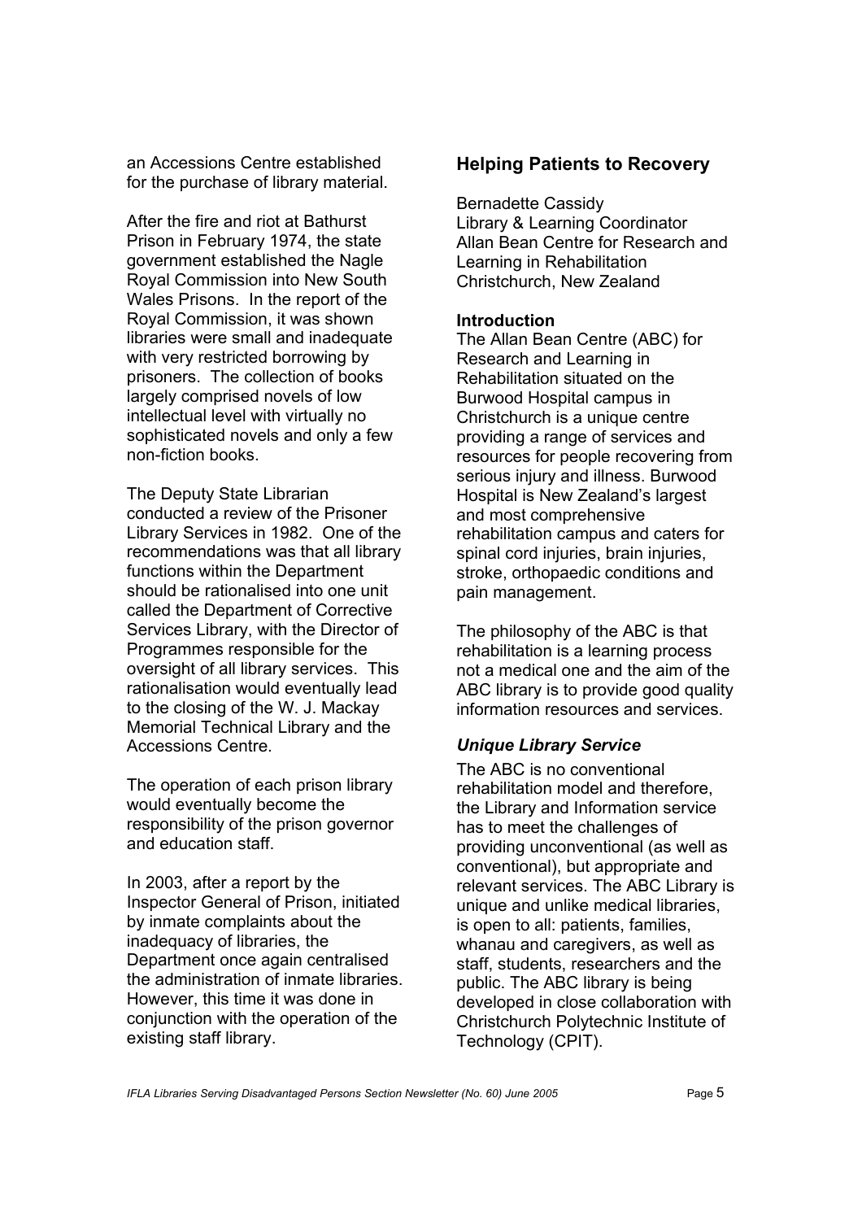an Accessions Centre established for the purchase of library material.

After the fire and riot at Bathurst Prison in February 1974, the state government established the Nagle Royal Commission into New South Wales Prisons. In the report of the Royal Commission, it was shown libraries were small and inadequate with very restricted borrowing by prisoners. The collection of books largely comprised novels of low intellectual level with virtually no sophisticated novels and only a few non-fiction books.

The Deputy State Librarian conducted a review of the Prisoner Library Services in 1982. One of the recommendations was that all library functions within the Department should be rationalised into one unit called the Department of Corrective Services Library, with the Director of Programmes responsible for the oversight of all library services. This rationalisation would eventually lead to the closing of the W. J. Mackay Memorial Technical Library and the Accessions Centre.

The operation of each prison library would eventually become the responsibility of the prison governor and education staff.

In 2003, after a report by the Inspector General of Prison, initiated by inmate complaints about the inadequacy of libraries, the Department once again centralised the administration of inmate libraries. However, this time it was done in conjunction with the operation of the existing staff library.

## Helping Patients to Recovery

Bernadette Cassidy
Library & Learning Coordinator
Allan Bean Centre for Research and Learning in Rehabilitation
Christchurch, New Zealand

**Introduction**

The Allan Bean Centre (ABC) for Research and Learning in Rehabilitation situated on the Burwood Hospital campus in Christchurch is a unique centre providing a range of services and resources for people recovering from serious injury and illness. Burwood Hospital is New Zealand's largest and most comprehensive rehabilitation campus and caters for spinal cord injuries, brain injuries, stroke, orthopaedic conditions and pain management.

The philosophy of the ABC is that rehabilitation is a learning process not a medical one and the aim of the ABC library is to provide good quality information resources and services.

***Unique Library Service***

The ABC is no conventional rehabilitation model and therefore, the Library and Information service has to meet the challenges of providing unconventional (as well as conventional), but appropriate and relevant services. The ABC Library is unique and unlike medical libraries, is open to all: patients, families, whanau and caregivers, as well as staff, students, researchers and the public. The ABC library is being developed in close collaboration with Christchurch Polytechnic Institute of Technology (CPIT).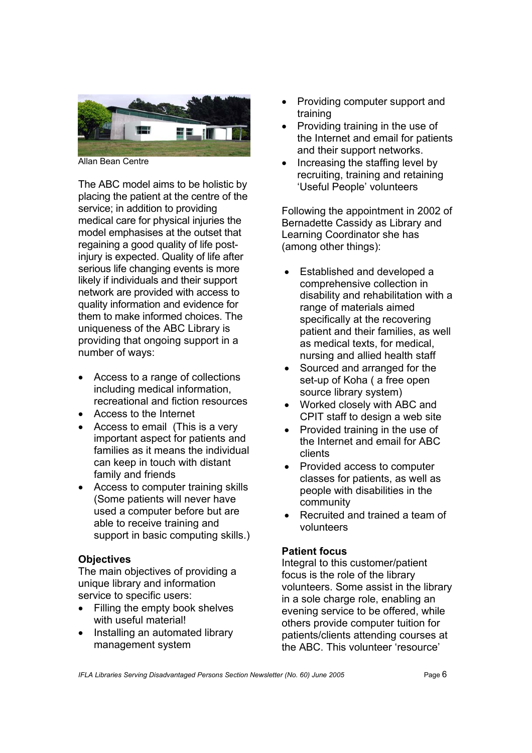Allan Bean Centre

The ABC model aims to be holistic by placing the patient at the centre of the service; in addition to providing medical care for physical injuries the model emphasises at the outset that regaining a good quality of life post-injury is expected. Quality of life after serious life changing events is more likely if individuals and their support network are provided with access to quality information and evidence for them to make informed choices. The uniqueness of the ABC Library is providing that ongoing support in a number of ways:

- Access to a range of collections including medical information, recreational and fiction resources
- Access to the Internet
- Access to email (This is a very important aspect for patients and families as it means the individual can keep in touch with distant family and friends
- Access to computer training skills (Some patients will never have used a computer before but are able to receive training and support in basic computing skills.)

**Objectives**

The main objectives of providing a unique library and information service to specific users:

- Filling the empty book shelves with useful material!
- Installing an automated library management system
- Providing computer support and training
- Providing training in the use of the Internet and email for patients and their support networks.
- Increasing the staffing level by recruiting, training and retaining 'Useful People' volunteers

Following the appointment in 2002 of Bernadette Cassidy as Library and Learning Coordinator she has (among other things):

- Established and developed a comprehensive collection in disability and rehabilitation with a range of materials aimed specifically at the recovering patient and their families, as well as medical texts, for medical, nursing and allied health staff
- Sourced and arranged for the set-up of Koha ( a free open source library system)
- Worked closely with ABC and CPIT staff to design a web site
- Provided training in the use of the Internet and email for ABC clients
- Provided access to computer classes for patients, as well as people with disabilities in the community
- Recruited and trained a team of volunteers

**Patient focus**

Integral to this customer/patient focus is the role of the library volunteers. Some assist in the library in a sole charge role, enabling an evening service to be offered, while others provide computer tuition for patients/clients attending courses at the ABC. This volunteer 'resource'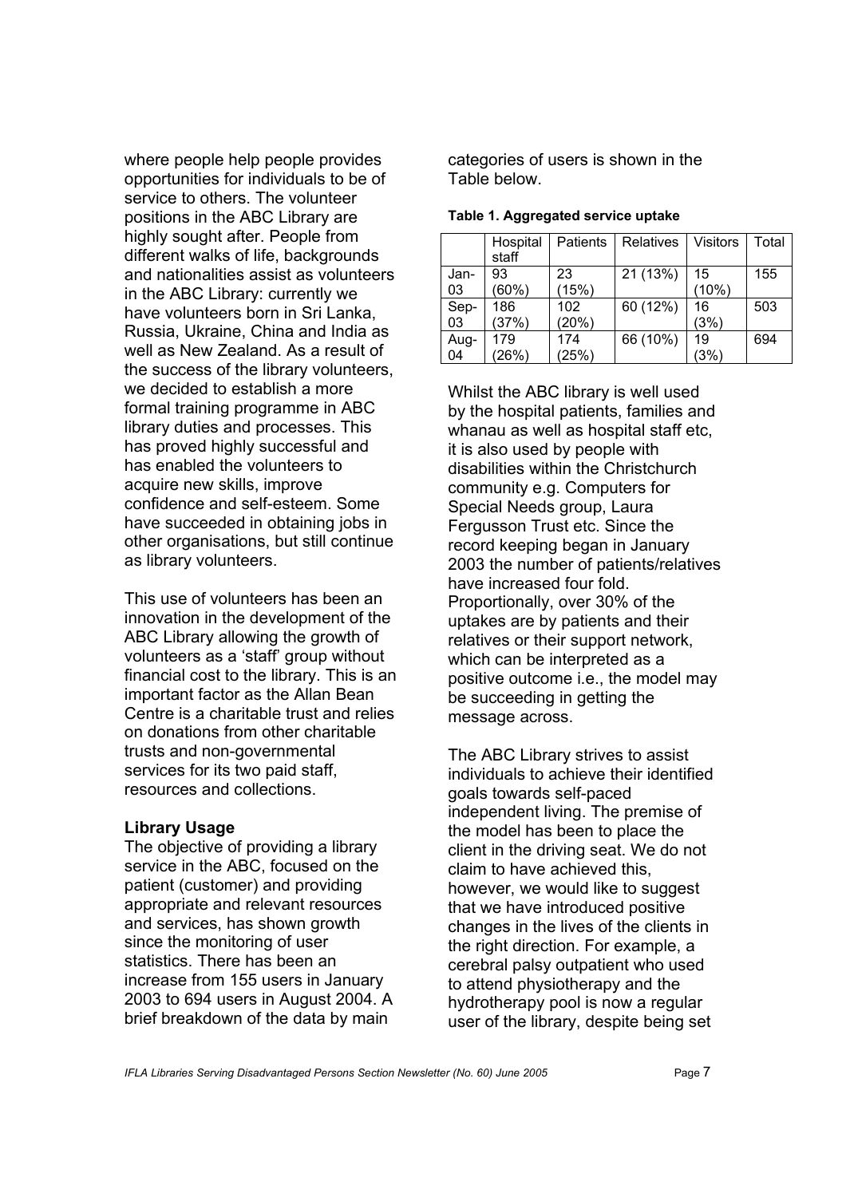where people help people provides opportunities for individuals to be of service to others. The volunteer positions in the ABC Library are highly sought after. People from different walks of life, backgrounds and nationalities assist as volunteers in the ABC Library: currently we have volunteers born in Sri Lanka, Russia, Ukraine, China and India as well as New Zealand. As a result of the success of the library volunteers, we decided to establish a more formal training programme in ABC library duties and processes. This has proved highly successful and has enabled the volunteers to acquire new skills, improve confidence and self-esteem. Some have succeeded in obtaining jobs in other organisations, but still continue as library volunteers.

This use of volunteers has been an innovation in the development of the ABC Library allowing the growth of volunteers as a 'staff' group without financial cost to the library. This is an important factor as the Allan Bean Centre is a charitable trust and relies on donations from other charitable trusts and non-governmental services for its two paid staff, resources and collections.

**Library Usage**

The objective of providing a library service in the ABC, focused on the patient (customer) and providing appropriate and relevant resources and services, has shown growth since the monitoring of user statistics. There has been an increase from 155 users in January 2003 to 694 users in August 2004. A brief breakdown of the data by main categories of users is shown in the Table below.

**Table 1. Aggregated service uptake**

| | Hospital staff | Patients | Relatives | Visitors | Total |
|---|---|---|---|---|---|
| Jan-03 | 93 (60%) | 23 (15%) | 21 (13%) | 15 (10%) | 155 |
| Sep-03 | 186 (37%) | 102 (20%) | 60 (12%) | 16 (3%) | 503 |
| Aug-04 | 179 (26%) | 174 (25%) | 66 (10%) | 19 (3%) | 694 |

Whilst the ABC library is well used by the hospital patients, families and whanau as well as hospital staff etc, it is also used by people with disabilities within the Christchurch community e.g. Computers for Special Needs group, Laura Fergusson Trust etc. Since the record keeping began in January 2003 the number of patients/relatives have increased four fold. Proportionally, over 30% of the uptakes are by patients and their relatives or their support network, which can be interpreted as a positive outcome i.e., the model may be succeeding in getting the message across.

The ABC Library strives to assist individuals to achieve their identified goals towards self-paced independent living. The premise of the model has been to place the client in the driving seat. We do not claim to have achieved this, however, we would like to suggest that we have introduced positive changes in the lives of the clients in the right direction. For example, a cerebral palsy outpatient who used to attend physiotherapy and the hydrotherapy pool is now a regular user of the library, despite being set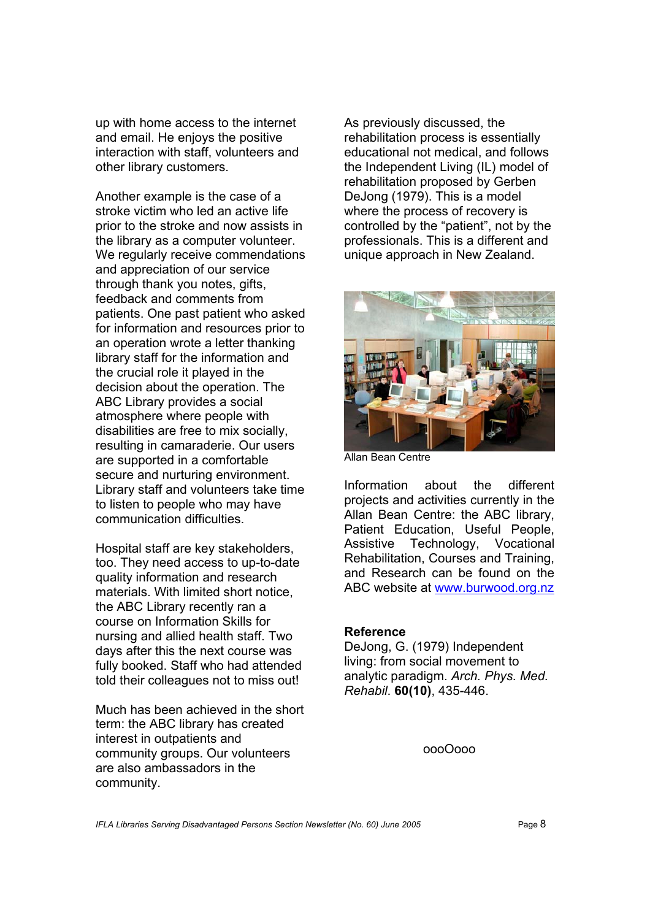up with home access to the internet and email. He enjoys the positive interaction with staff, volunteers and other library customers.

Another example is the case of a stroke victim who led an active life prior to the stroke and now assists in the library as a computer volunteer. We regularly receive commendations and appreciation of our service through thank you notes, gifts, feedback and comments from patients. One past patient who asked for information and resources prior to an operation wrote a letter thanking library staff for the information and the crucial role it played in the decision about the operation. The ABC Library provides a social atmosphere where people with disabilities are free to mix socially, resulting in camaraderie. Our users are supported in a comfortable secure and nurturing environment. Library staff and volunteers take time to listen to people who may have communication difficulties.

Hospital staff are key stakeholders, too. They need access to up-to-date quality information and research materials. With limited short notice, the ABC Library recently ran a course on Information Skills for nursing and allied health staff. Two days after this the next course was fully booked. Staff who had attended told their colleagues not to miss out!

Much has been achieved in the short term: the ABC library has created interest in outpatients and community groups. Our volunteers are also ambassadors in the community.

As previously discussed, the rehabilitation process is essentially educational not medical, and follows the Independent Living (IL) model of rehabilitation proposed by Gerben DeJong (1979). This is a model where the process of recovery is controlled by the "patient", not by the professionals. This is a different and unique approach in New Zealand.

Allan Bean Centre

Information about the different projects and activities currently in the Allan Bean Centre: the ABC library, Patient Education, Useful People, Assistive Technology, Vocational Rehabilitation, Courses and Training, and Research can be found on the ABC website at [www.burwood.org.nz](http://www.burwood.org.nz)

**Reference**

DeJong, G. (1979) Independent living: from social movement to analytic paradigm. *Arch. Phys. Med. Rehabil.* **60(10)**, 435-446.

oooOooo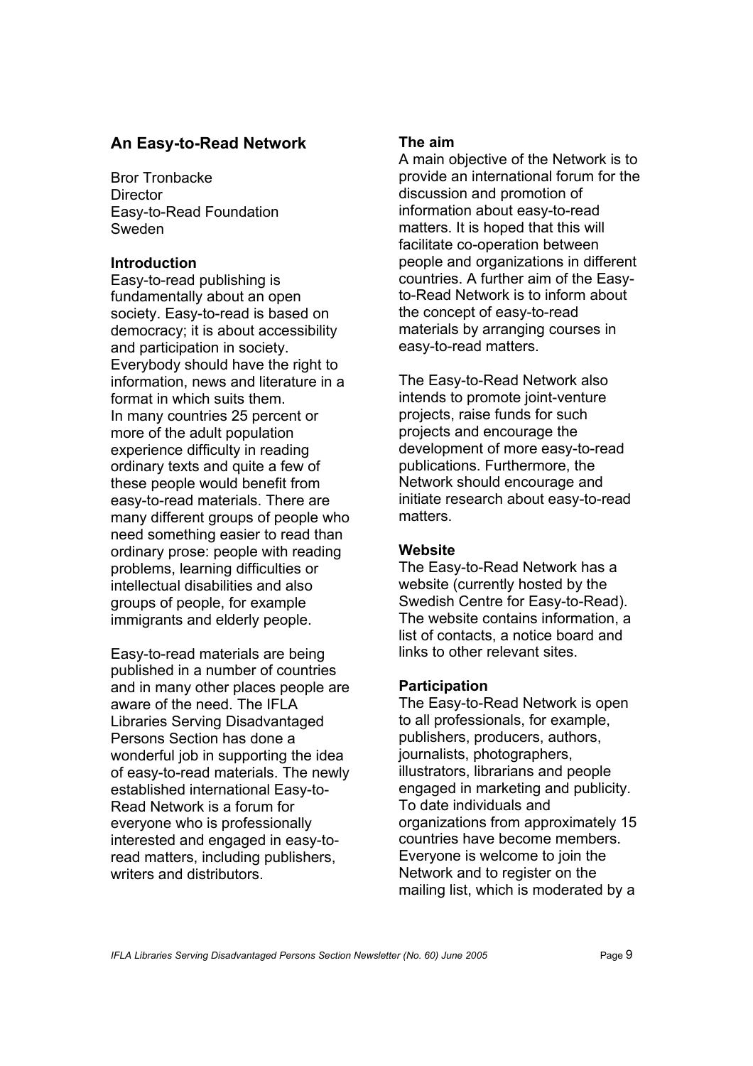## An Easy-to-Read Network

Bror Tronbacke
Director
Easy-to-Read Foundation
Sweden

### Introduction

Easy-to-read publishing is fundamentally about an open society. Easy-to-read is based on democracy; it is about accessibility and participation in society. Everybody should have the right to information, news and literature in a format in which suits them.
In many countries 25 percent or more of the adult population experience difficulty in reading ordinary texts and quite a few of these people would benefit from easy-to-read materials. There are many different groups of people who need something easier to read than ordinary prose: people with reading problems, learning difficulties or intellectual disabilities and also groups of people, for example immigrants and elderly people.

Easy-to-read materials are being published in a number of countries and in many other places people are aware of the need. The IFLA Libraries Serving Disadvantaged Persons Section has done a wonderful job in supporting the idea of easy-to-read materials. The newly established international Easy-to-Read Network is a forum for everyone who is professionally interested and engaged in easy-to-read matters, including publishers, writers and distributors.

### The aim

A main objective of the Network is to provide an international forum for the discussion and promotion of information about easy-to-read matters. It is hoped that this will facilitate co-operation between people and organizations in different countries. A further aim of the Easy-to-Read Network is to inform about the concept of easy-to-read materials by arranging courses in easy-to-read matters.

The Easy-to-Read Network also intends to promote joint-venture projects, raise funds for such projects and encourage the development of more easy-to-read publications. Furthermore, the Network should encourage and initiate research about easy-to-read matters.

### Website

The Easy-to-Read Network has a website (currently hosted by the Swedish Centre for Easy-to-Read). The website contains information, a list of contacts, a notice board and links to other relevant sites.

### Participation

The Easy-to-Read Network is open to all professionals, for example, publishers, producers, authors, journalists, photographers, illustrators, librarians and people engaged in marketing and publicity. To date individuals and organizations from approximately 15 countries have become members. Everyone is welcome to join the Network and to register on the mailing list, which is moderated by a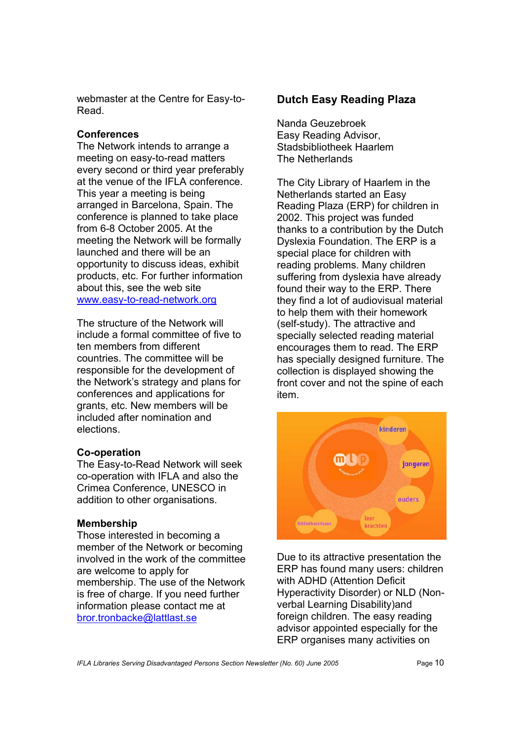webmaster at the Centre for Easy-to-Read.

**Conferences**
The Network intends to arrange a meeting on easy-to-read matters every second or third year preferably at the venue of the IFLA conference. This year a meeting is being arranged in Barcelona, Spain. The conference is planned to take place from 6-8 October 2005. At the meeting the Network will be formally launched and there will be an opportunity to discuss ideas, exhibit products, etc. For further information about this, see the web site www.easy-to-read-network.org

The structure of the Network will include a formal committee of five to ten members from different countries. The committee will be responsible for the development of the Network's strategy and plans for conferences and applications for grants, etc. New members will be included after nomination and elections.

**Co-operation**
The Easy-to-Read Network will seek co-operation with IFLA and also the Crimea Conference, UNESCO in addition to other organisations.

**Membership**
Those interested in becoming a member of the Network or becoming involved in the work of the committee are welcome to apply for membership. The use of the Network is free of charge. If you need further information please contact me at bror.tronbacke@lattlast.se

## Dutch Easy Reading Plaza

Nanda Geuzebroek
Easy Reading Advisor,
Stadsbibliotheek Haarlem
The Netherlands

The City Library of Haarlem in the Netherlands started an Easy Reading Plaza (ERP) for children in 2002. This project was funded thanks to a contribution by the Dutch Dyslexia Foundation. The ERP is a special place for children with reading problems. Many children suffering from dyslexia have already found their way to the ERP. There they find a lot of audiovisual material to help them with their homework (self-study). The attractive and specially selected reading material encourages them to read. The ERP has specially designed furniture. The collection is displayed showing the front cover and not the spine of each item.

Due to its attractive presentation the ERP has found many users: children with ADHD (Attention Deficit Hyperactivity Disorder) or NLD (Non-verbal Learning Disability)and foreign children. The easy reading advisor appointed especially for the ERP organises many activities on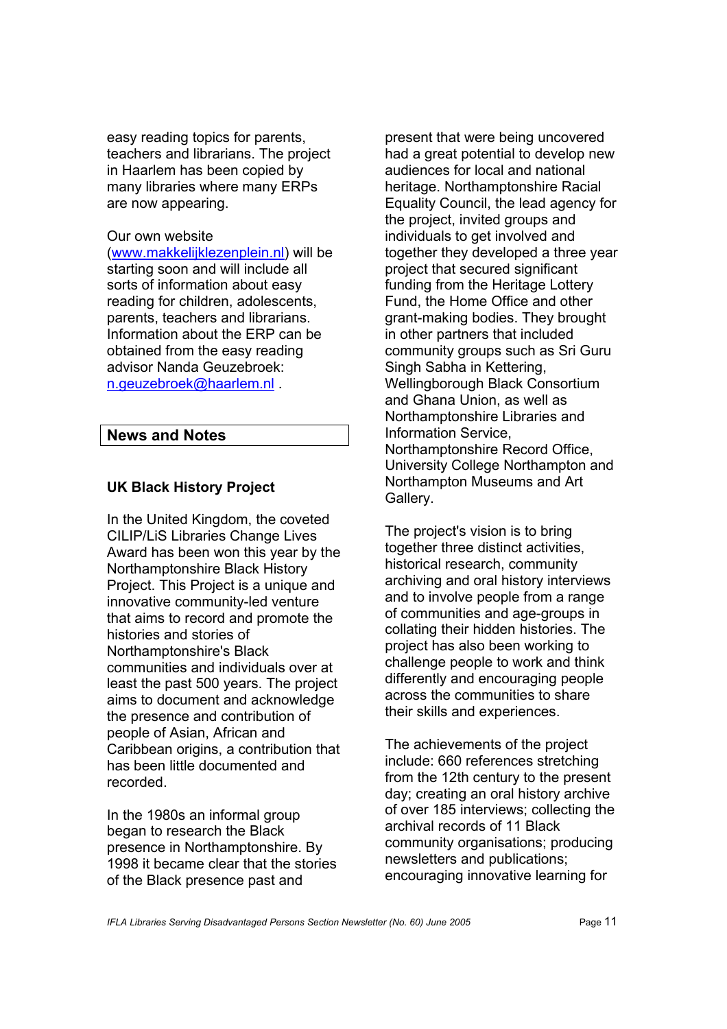easy reading topics for parents, teachers and librarians. The project in Haarlem has been copied by many libraries where many ERPs are now appearing.

Our own website (www.makkelijklezenplein.nl) will be starting soon and will include all sorts of information about easy reading for children, adolescents, parents, teachers and librarians. Information about the ERP can be obtained from the easy reading advisor Nanda Geuzebroek: n.geuzebroek@haarlem.nl .

## News and Notes

### UK Black History Project

In the United Kingdom, the coveted CILIP/LiS Libraries Change Lives Award has been won this year by the Northamptonshire Black History Project. This Project is a unique and innovative community-led venture that aims to record and promote the histories and stories of Northamptonshire's Black communities and individuals over at least the past 500 years. The project aims to document and acknowledge the presence and contribution of people of Asian, African and Caribbean origins, a contribution that has been little documented and recorded.

In the 1980s an informal group began to research the Black presence in Northamptonshire. By 1998 it became clear that the stories of the Black presence past and present that were being uncovered had a great potential to develop new audiences for local and national heritage. Northamptonshire Racial Equality Council, the lead agency for the project, invited groups and individuals to get involved and together they developed a three year project that secured significant funding from the Heritage Lottery Fund, the Home Office and other grant-making bodies. They brought in other partners that included community groups such as Sri Guru Singh Sabha in Kettering, Wellingborough Black Consortium and Ghana Union, as well as Northamptonshire Libraries and Information Service, Northamptonshire Record Office, University College Northampton and Northampton Museums and Art Gallery.

The project's vision is to bring together three distinct activities, historical research, community archiving and oral history interviews and to involve people from a range of communities and age-groups in collating their hidden histories. The project has also been working to challenge people to work and think differently and encouraging people across the communities to share their skills and experiences.

The achievements of the project include: 660 references stretching from the 12th century to the present day; creating an oral history archive of over 185 interviews; collecting the archival records of 11 Black community organisations; producing newsletters and publications; encouraging innovative learning for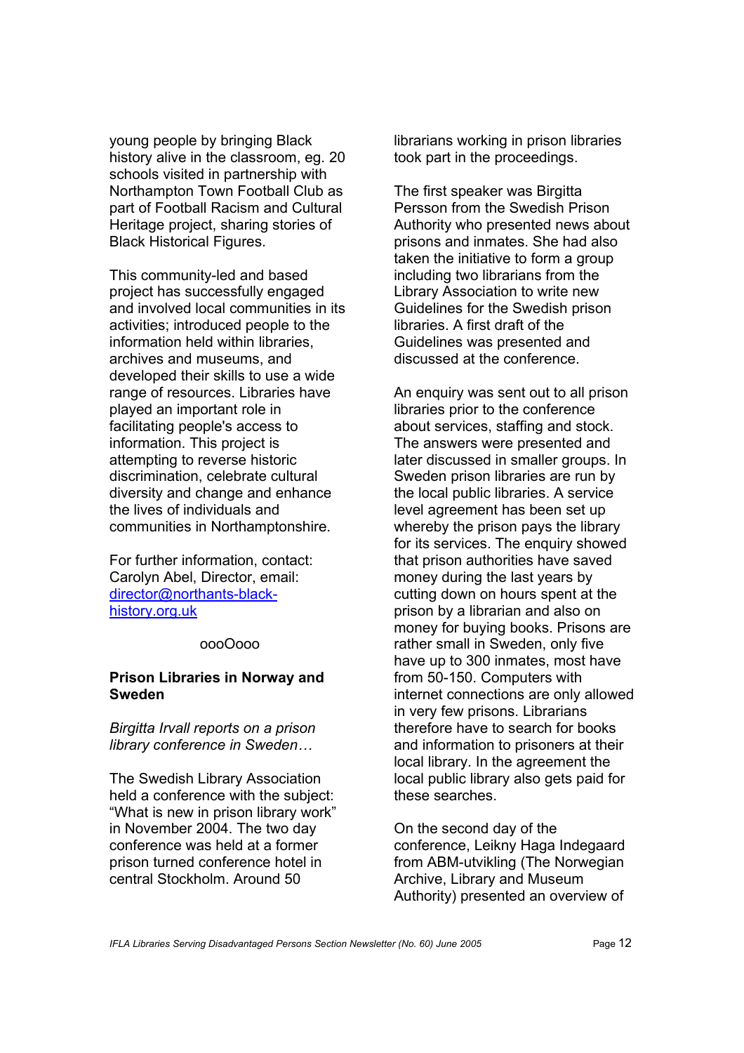young people by bringing Black history alive in the classroom, eg. 20 schools visited in partnership with Northampton Town Football Club as part of Football Racism and Cultural Heritage project, sharing stories of Black Historical Figures.

This community-led and based project has successfully engaged and involved local communities in its activities; introduced people to the information held within libraries, archives and museums, and developed their skills to use a wide range of resources. Libraries have played an important role in facilitating people's access to information. This project is attempting to reverse historic discrimination, celebrate cultural diversity and change and enhance the lives of individuals and communities in Northamptonshire.

For further information, contact: Carolyn Abel, Director, email: [director@northants-black-history.org.uk](mailto:director@northants-black-history.org.uk)

oooOooo

## Prison Libraries in Norway and Sweden

*Birgitta Irvall reports on a prison library conference in Sweden…*

The Swedish Library Association held a conference with the subject: "What is new in prison library work" in November 2004. The two day conference was held at a former prison turned conference hotel in central Stockholm. Around 50 librarians working in prison libraries took part in the proceedings.

The first speaker was Birgitta Persson from the Swedish Prison Authority who presented news about prisons and inmates. She had also taken the initiative to form a group including two librarians from the Library Association to write new Guidelines for the Swedish prison libraries. A first draft of the Guidelines was presented and discussed at the conference.

An enquiry was sent out to all prison libraries prior to the conference about services, staffing and stock. The answers were presented and later discussed in smaller groups. In Sweden prison libraries are run by the local public libraries. A service level agreement has been set up whereby the prison pays the library for its services. The enquiry showed that prison authorities have saved money during the last years by cutting down on hours spent at the prison by a librarian and also on money for buying books. Prisons are rather small in Sweden, only five have up to 300 inmates, most have from 50-150. Computers with internet connections are only allowed in very few prisons. Librarians therefore have to search for books and information to prisoners at their local library. In the agreement the local public library also gets paid for these searches.

On the second day of the conference, Leikny Haga Indegaard from ABM-utvikling (The Norwegian Archive, Library and Museum Authority) presented an overview of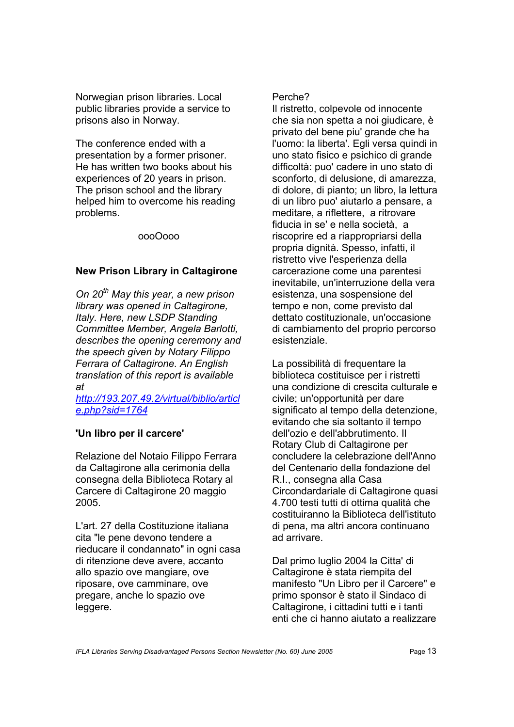Norwegian prison libraries. Local public libraries provide a service to prisons also in Norway.

The conference ended with a presentation by a former prisoner. He has written two books about his experiences of 20 years in prison. The prison school and the library helped him to overcome his reading problems.

oooOooo

### New Prison Library in Caltagirone

*On 20th May this year, a new prison library was opened in Caltagirone, Italy. Here, new LSDP Standing Committee Member, Angela Barlotti, describes the opening ceremony and the speech given by Notary Filippo Ferrara of Caltagirone. An English translation of this report is available at [http://193.207.49.2/virtual/biblio/article.php?sid=1764](http://193.207.49.2/virtual/biblio/article.php?sid=1764)*

### 'Un libro per il carcere'

Relazione del Notaio Filippo Ferrara da Caltagirone alla cerimonia della consegna della Biblioteca Rotary al Carcere di Caltagirone 20 maggio 2005.

L'art. 27 della Costituzione italiana cita "le pene devono tendere a rieducare il condannato" in ogni casa di ritenzione deve avere, accanto allo spazio ove mangiare, ove riposare, ove camminare, ove pregare, anche lo spazio ove leggere.

Perche?
Il ristretto, colpevole od innocente che sia non spetta a noi giudicare, è privato del bene piu' grande che ha l'uomo: la liberta'. Egli versa quindi in uno stato fisico e psichico di grande difficoltà: puo' cadere in uno stato di sconforto, di delusione, di amarezza, di dolore, di pianto; un libro, la lettura di un libro puo' aiutarlo a pensare, a meditare, a riflettere, a ritrovare fiducia in se' e nella società, a riscoprire ed a riappropriarsi della propria dignità. Spesso, infatti, il ristretto vive l'esperienza della carcerazione come una parentesi inevitabile, un'interruzione della vera esistenza, una sospensione del tempo e non, come previsto dal dettato costituzionale, un'occasione di cambiamento del proprio percorso esistenziale.

La possibilità di frequentare la biblioteca costituisce per i ristretti una condizione di crescita culturale e civile; un'opportunità per dare significato al tempo della detenzione, evitando che sia soltanto il tempo dell'ozio e dell'abbrutimento. Il Rotary Club di Caltagirone per concludere la celebrazione dell'Anno del Centenario della fondazione del R.I., consegna alla Casa Circondardariale di Caltagirone quasi 4.700 testi tutti di ottima qualità che costituiranno la Biblioteca dell'istituto di pena, ma altri ancora continuano ad arrivare.

Dal primo luglio 2004 la Citta' di Caltagirone è stata riempita del manifesto "Un Libro per il Carcere" e primo sponsor è stato il Sindaco di Caltagirone, i cittadini tutti e i tanti enti che ci hanno aiutato a realizzare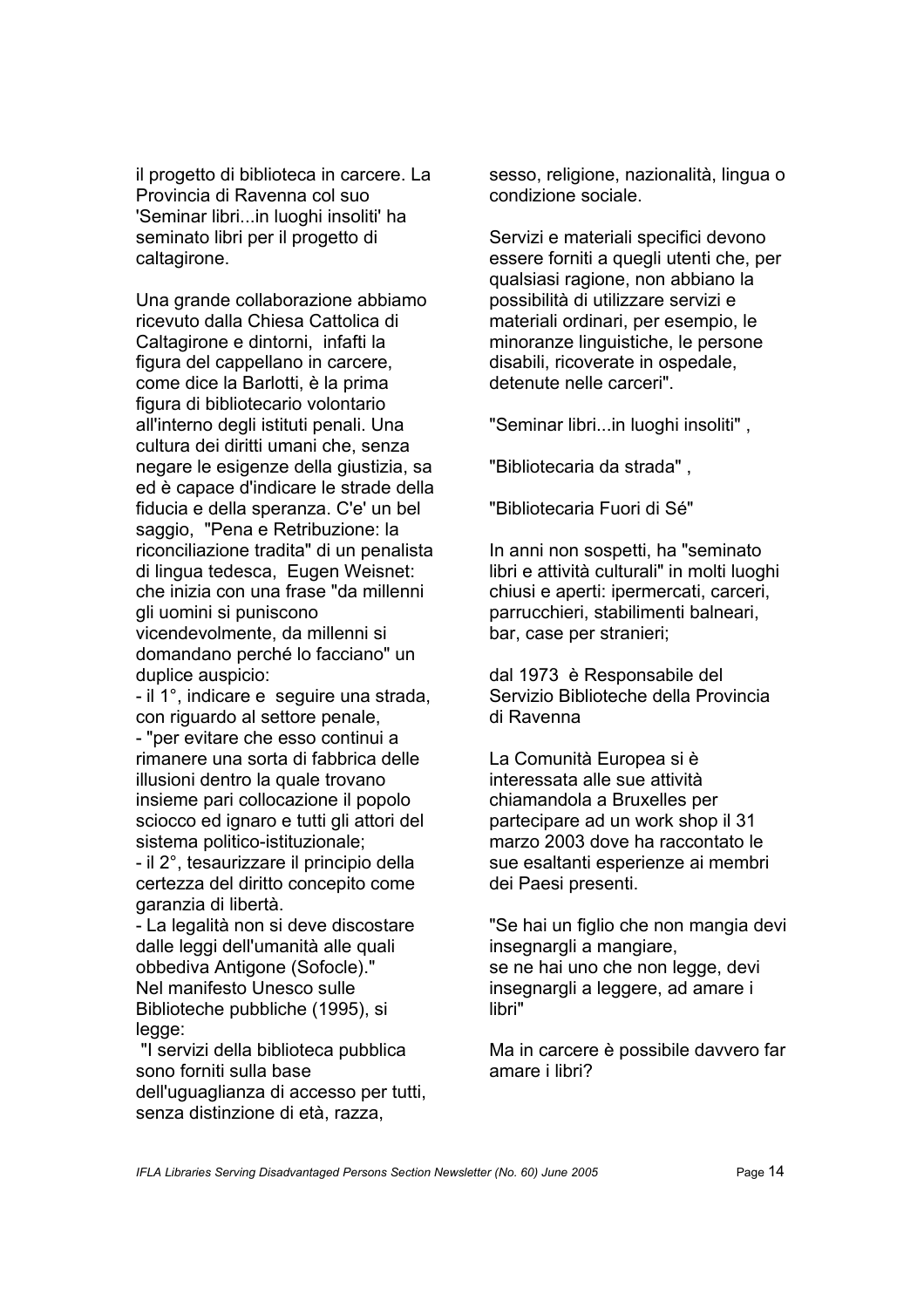il progetto di biblioteca in carcere. La Provincia di Ravenna col suo 'Seminar libri...in luoghi insoliti' ha seminato libri per il progetto di caltagirone.

Una grande collaborazione abbiamo ricevuto dalla Chiesa Cattolica di Caltagirone e dintorni, infatti la figura del cappellano in carcere, come dice la Barlotti, è la prima figura di bibliotecario volontario all'interno degli istituti penali. Una cultura dei diritti umani che, senza negare le esigenze della giustizia, sa ed è capace d'indicare le strade della fiducia e della speranza. C'e' un bel saggio, "Pena e Retribuzione: la riconciliazione tradita" di un penalista di lingua tedesca, Eugen Weisnet: che inizia con una frase "da millenni gli uomini si puniscono vicendevolmente, da millenni si domandano perché lo facciano" un duplice auspicio:

- il 1°, indicare e seguire una strada, con riguardo al settore penale,
- "per evitare che esso continui a rimanere una sorta di fabbrica delle illusioni dentro la quale trovano insieme pari collocazione il popolo sciocco ed ignaro e tutti gli attori del sistema politico-istituzionale;
- il 2°, tesaurizzare il principio della certezza del diritto concepito come garanzia di libertà.
- La legalità non si deve discostare dalle leggi dell'umanità alle quali obbediva Antigone (Sofocle)."

Nel manifesto Unesco sulle Biblioteche pubbliche (1995), si legge:

"I servizi della biblioteca pubblica sono forniti sulla base dell'uguaglianza di accesso per tutti, senza distinzione di età, razza, sesso, religione, nazionalità, lingua o condizione sociale.

Servizi e materiali specifici devono essere forniti a quegli utenti che, per qualsiasi ragione, non abbiano la possibilità di utilizzare servizi e materiali ordinari, per esempio, le minoranze linguistiche, le persone disabili, ricoverate in ospedale, detenute nelle carceri".

"Seminar libri...in luoghi insoliti" ,

"Bibliotecaria da strada" ,

"Bibliotecaria Fuori di Sé"

In anni non sospetti, ha "seminato libri e attività culturali" in molti luoghi chiusi e aperti: ipermercati, carceri, parrucchieri, stabilimenti balneari, bar, case per stranieri;

dal 1973 è Responsabile del Servizio Biblioteche della Provincia di Ravenna

La Comunità Europea si è interessata alle sue attività chiamandola a Bruxelles per partecipare ad un work shop il 31 marzo 2003 dove ha raccontato le sue esaltanti esperienze ai membri dei Paesi presenti.

"Se hai un figlio che non mangia devi insegnargli a mangiare,
se ne hai uno che non legge, devi insegnargli a leggere, ad amare i libri"

Ma in carcere è possibile davvero far amare i libri?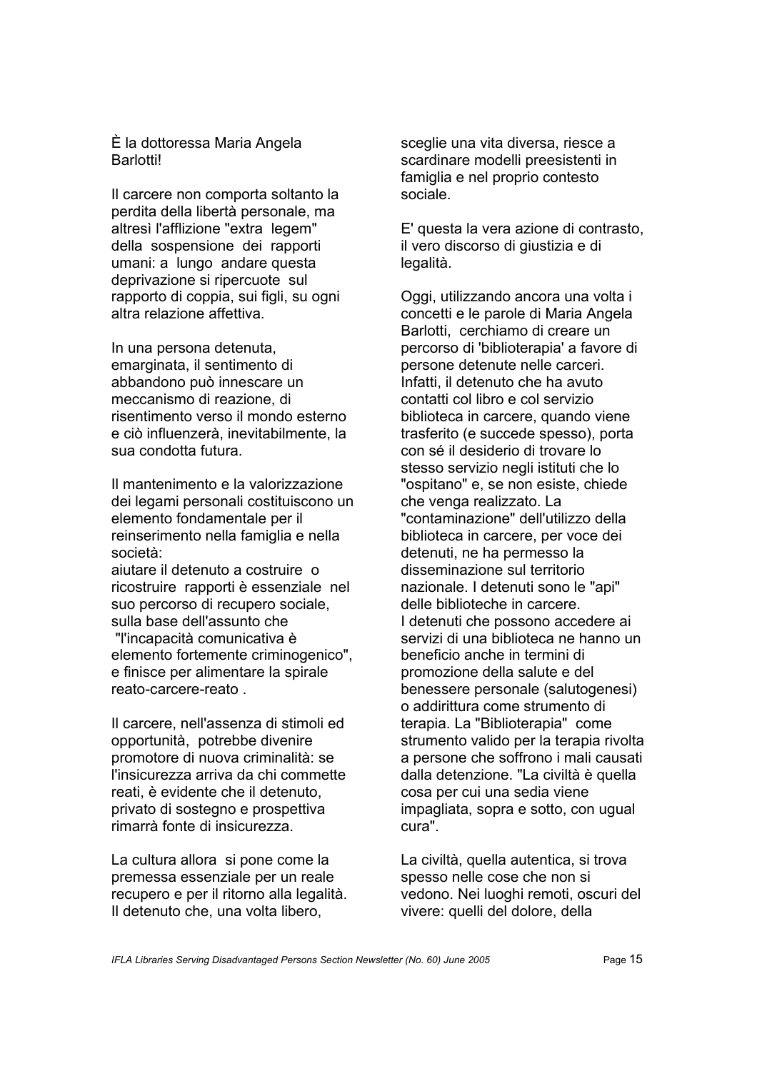È la dottoressa Maria Angela Barlotti!

Il carcere non comporta soltanto la perdita della libertà personale, ma altresì l'afflizione "extra legem" della sospensione dei rapporti umani: a lungo andare questa deprivazione si ripercuote sul rapporto di coppia, sui figli, su ogni altra relazione affettiva.

In una persona detenuta, emarginata, il sentimento di abbandono può innescare un meccanismo di reazione, di risentimento verso il mondo esterno e ciò influenzerà, inevitabilmente, la sua condotta futura.

Il mantenimento e la valorizzazione dei legami personali costituiscono un elemento fondamentale per il reinserimento nella famiglia e nella società:
aiutare il detenuto a costruire o ricostruire rapporti è essenziale nel suo percorso di recupero sociale, sulla base dell'assunto che "l'incapacità comunicativa è elemento fortemente criminogenico", e finisce per alimentare la spirale reato-carcere-reato .

Il carcere, nell'assenza di stimoli ed opportunità, potrebbe divenire promotore di nuova criminalità: se l'insicurezza arriva da chi commette reati, è evidente che il detenuto, privato di sostegno e prospettiva rimarrà fonte di insicurezza.

La cultura allora si pone come la premessa essenziale per un reale recupero e per il ritorno alla legalità. Il detenuto che, una volta libero, sceglie una vita diversa, riesce a scardinare modelli preesistenti in famiglia e nel proprio contesto sociale.

E' questa la vera azione di contrasto, il vero discorso di giustizia e di legalità.

Oggi, utilizzando ancora una volta i concetti e le parole di Maria Angela Barlotti, cerchiamo di creare un percorso di 'biblioterapia' a favore di persone detenute nelle carceri. Infatti, il detenuto che ha avuto contatti col libro e col servizio biblioteca in carcere, quando viene trasferito (e succede spesso), porta con sé il desiderio di trovare lo stesso servizio negli istituti che lo "ospitano" e, se non esiste, chiede che venga realizzato. La "contaminazione" dell'utilizzo della biblioteca in carcere, per voce dei detenuti, ne ha permesso la disseminazione sul territorio nazionale. I detenuti sono le "api" delle biblioteche in carcere.
I detenuti che possono accedere ai servizi di una biblioteca ne hanno un beneficio anche in termini di promozione della salute e del benessere personale (salutogenesi) o addirittura come strumento di terapia. La "Biblioterapia" come strumento valido per la terapia rivolta a persone che soffrono i mali causati dalla detenzione. "La civiltà è quella cosa per cui una sedia viene impagliata, sopra e sotto, con ugual cura".

La civiltà, quella autentica, si trova spesso nelle cose che non si vedono. Nei luoghi remoti, oscuri del vivere: quelli del dolore, della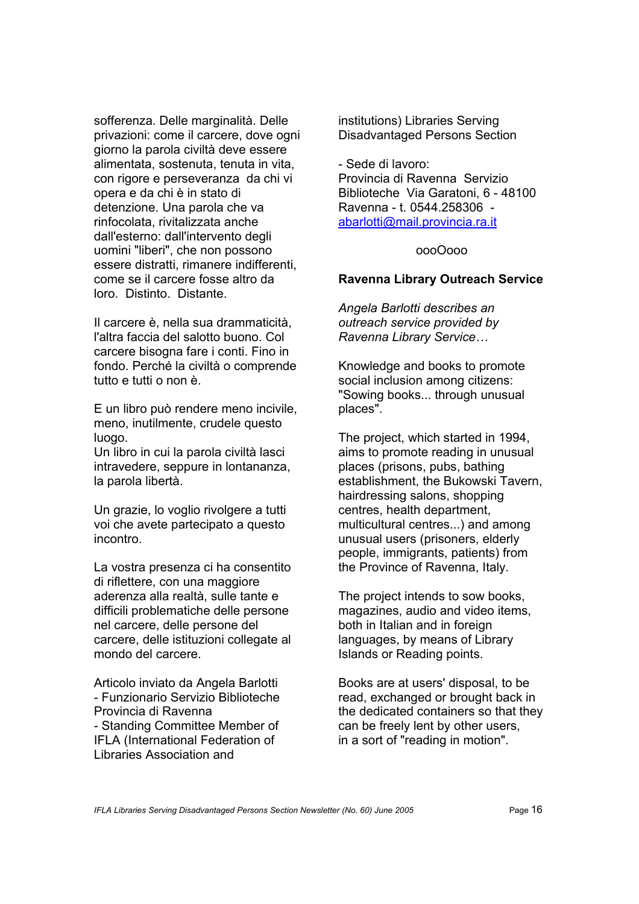sofferenza. Delle marginalità. Delle privazioni: come il carcere, dove ogni giorno la parola civiltà deve essere alimentata, sostenuta, tenuta in vita, con rigore e perseveranza da chi vi opera e da chi è in stato di detenzione. Una parola che va rinfocolata, rivitalizzata anche dall'esterno: dall'intervento degli uomini "liberi", che non possono essere distratti, rimanere indifferenti, come se il carcere fosse altro da loro. Distinto. Distante.

Il carcere è, nella sua drammaticità, l'altra faccia del salotto buono. Col carcere bisogna fare i conti. Fino in fondo. Perché la civiltà o comprende tutto e tutti o non è.

E un libro può rendere meno incivile, meno, inutilmente, crudele questo luogo.
Un libro in cui la parola civiltà lasci intravedere, seppure in lontananza, la parola libertà.

Un grazie, lo voglio rivolgere a tutti voi che avete partecipato a questo incontro.

La vostra presenza ci ha consentito di riflettere, con una maggiore aderenza alla realtà, sulle tante e difficili problematiche delle persone nel carcere, delle persone del carcere, delle istituzioni collegate al mondo del carcere.

Articolo inviato da Angela Barlotti
- Funzionario Servizio Biblioteche Provincia di Ravenna
- Standing Committee Member of IFLA (International Federation of Libraries Association and institutions) Libraries Serving Disadvantaged Persons Section

- Sede di lavoro:
Provincia di Ravenna Servizio Biblioteche Via Garatoni, 6 - 48100 Ravenna - t. 0544.258306 - abarlotti@mail.provincia.ra.it

oooOooo

**Ravenna Library Outreach Service**

*Angela Barlotti describes an outreach service provided by Ravenna Library Service…*

Knowledge and books to promote social inclusion among citizens: "Sowing books... through unusual places".

The project, which started in 1994, aims to promote reading in unusual places (prisons, pubs, bathing establishment, the Bukowski Tavern, hairdressing salons, shopping centres, health department, multicultural centres...) and among unusual users (prisoners, elderly people, immigrants, patients) from the Province of Ravenna, Italy.

The project intends to sow books, magazines, audio and video items, both in Italian and in foreign languages, by means of Library Islands or Reading points.

Books are at users' disposal, to be read, exchanged or brought back in the dedicated containers so that they can be freely lent by other users, in a sort of "reading in motion".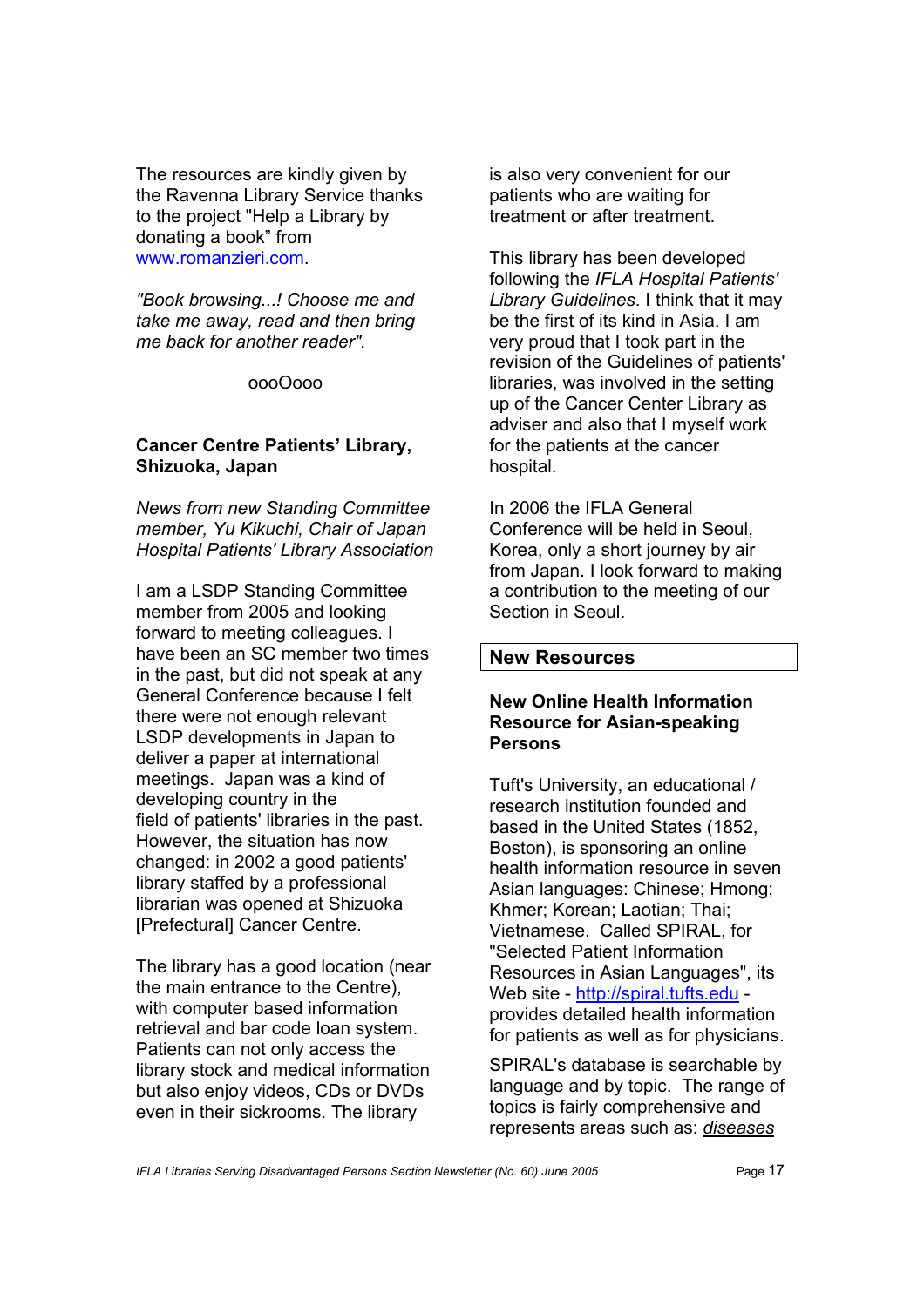The resources are kindly given by the Ravenna Library Service thanks to the project "Help a Library by donating a book" from [www.romanzieri.com](www.romanzieri.com).

*"Book browsing...! Choose me and take me away, read and then bring me back for another reader".*

oooOooo

**Cancer Centre Patients' Library, Shizuoka, Japan**

*News from new Standing Committee member, Yu Kikuchi, Chair of Japan Hospital Patients' Library Association*

I am a LSDP Standing Committee member from 2005 and looking forward to meeting colleagues. I have been an SC member two times in the past, but did not speak at any General Conference because I felt there were not enough relevant LSDP developments in Japan to deliver a paper at international meetings. Japan was a kind of developing country in the field of patients' libraries in the past. However, the situation has now changed: in 2002 a good patients' library staffed by a professional librarian was opened at Shizuoka [Prefectural] Cancer Centre.

The library has a good location (near the main entrance to the Centre), with computer based information retrieval and bar code loan system. Patients can not only access the library stock and medical information but also enjoy videos, CDs or DVDs even in their sickrooms. The library is also very convenient for our patients who are waiting for treatment or after treatment.

This library has been developed following the *IFLA Hospital Patients' Library Guidelines*. I think that it may be the first of its kind in Asia. I am very proud that I took part in the revision of the Guidelines of patients' libraries, was involved in the setting up of the Cancer Center Library as adviser and also that I myself work for the patients at the cancer hospital.

In 2006 the IFLA General Conference will be held in Seoul, Korea, only a short journey by air from Japan. I look forward to making a contribution to the meeting of our Section in Seoul.

## New Resources

**New Online Health Information Resource for Asian-speaking Persons**

Tuft's University, an educational / research institution founded and based in the United States (1852, Boston), is sponsoring an online health information resource in seven Asian languages: Chinese; Hmong; Khmer; Korean; Laotian; Thai; Vietnamese. Called SPIRAL, for "Selected Patient Information Resources in Asian Languages", its Web site - [http://spiral.tufts.edu](http://spiral.tufts.edu) - provides detailed health information for patients as well as for physicians.

SPIRAL's database is searchable by language and by topic. The range of topics is fairly comprehensive and represents areas such as: *diseases*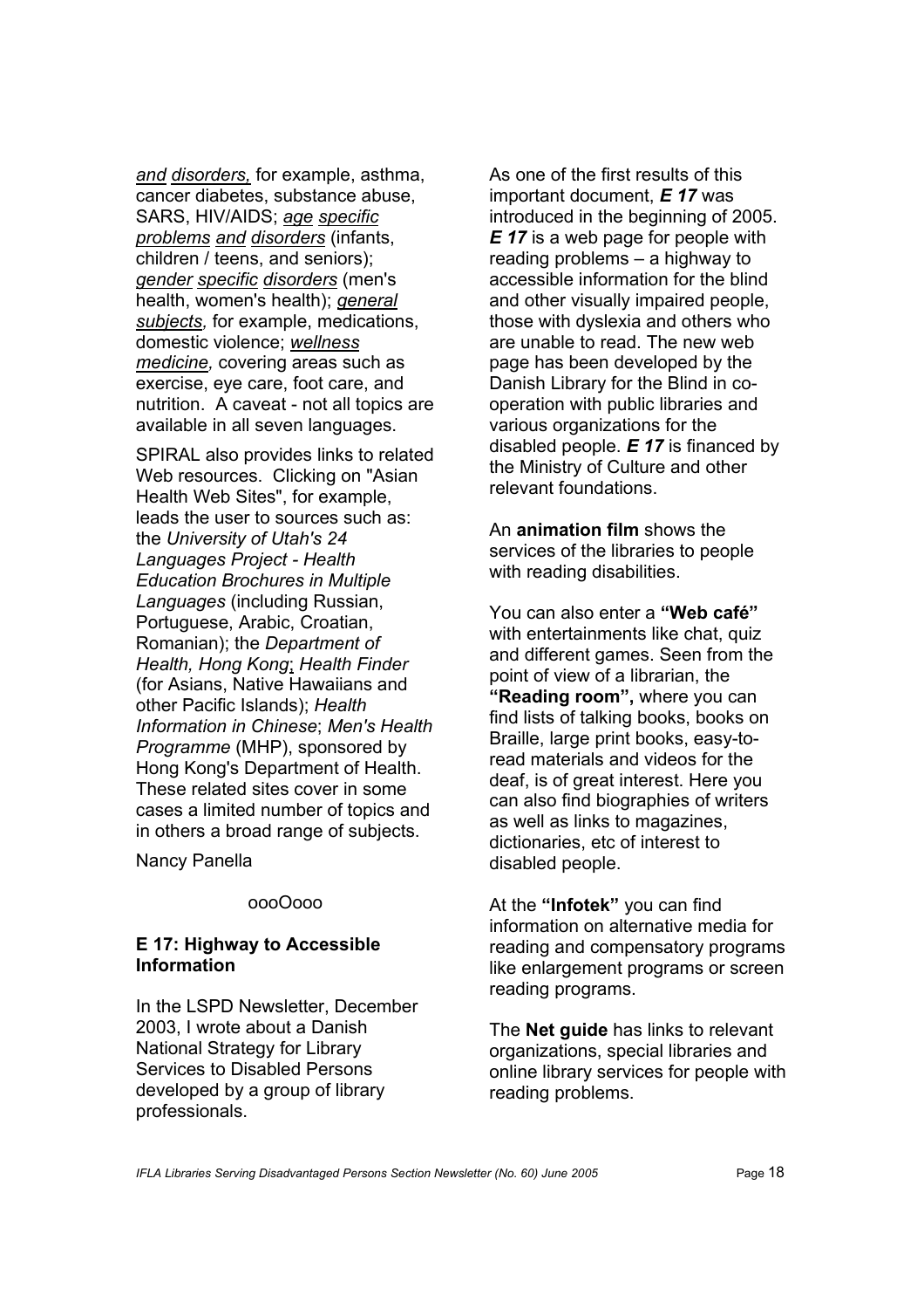*and disorders,* for example, asthma, cancer diabetes, substance abuse, SARS, HIV/AIDS; *age specific problems and disorders* (infants, children / teens, and seniors); *gender specific disorders* (men's health, women's health); *general subjects,* for example, medications, domestic violence; *wellness medicine,* covering areas such as exercise, eye care, foot care, and nutrition. A caveat - not all topics are available in all seven languages.

SPIRAL also provides links to related Web resources. Clicking on "Asian Health Web Sites", for example, leads the user to sources such as: the *University of Utah's 24 Languages Project - Health Education Brochures in Multiple Languages* (including Russian, Portuguese, Arabic, Croatian, Romanian); the *Department of Health, Hong Kong*; *Health Finder* (for Asians, Native Hawaiians and other Pacific Islands); *Health Information in Chinese*; *Men's Health Programme* (MHP), sponsored by Hong Kong's Department of Health. These related sites cover in some cases a limited number of topics and in others a broad range of subjects.

Nancy Panella

oooOooo

### E 17: Highway to Accessible Information

In the LSPD Newsletter, December 2003, I wrote about a Danish National Strategy for Library Services to Disabled Persons developed by a group of library professionals.

As one of the first results of this important document, ***E 17*** was introduced in the beginning of 2005. ***E 17*** is a web page for people with reading problems – a highway to accessible information for the blind and other visually impaired people, those with dyslexia and others who are unable to read. The new web page has been developed by the Danish Library for the Blind in co-operation with public libraries and various organizations for the disabled people. ***E 17*** is financed by the Ministry of Culture and other relevant foundations.

An **animation film** shows the services of the libraries to people with reading disabilities.

You can also enter a **"Web café"** with entertainments like chat, quiz and different games. Seen from the point of view of a librarian, the **"Reading room",** where you can find lists of talking books, books on Braille, large print books, easy-to-read materials and videos for the deaf, is of great interest. Here you can also find biographies of writers as well as links to magazines, dictionaries, etc of interest to disabled people.

At the **"Infotek"** you can find information on alternative media for reading and compensatory programs like enlargement programs or screen reading programs.

The **Net guide** has links to relevant organizations, special libraries and online library services for people with reading problems.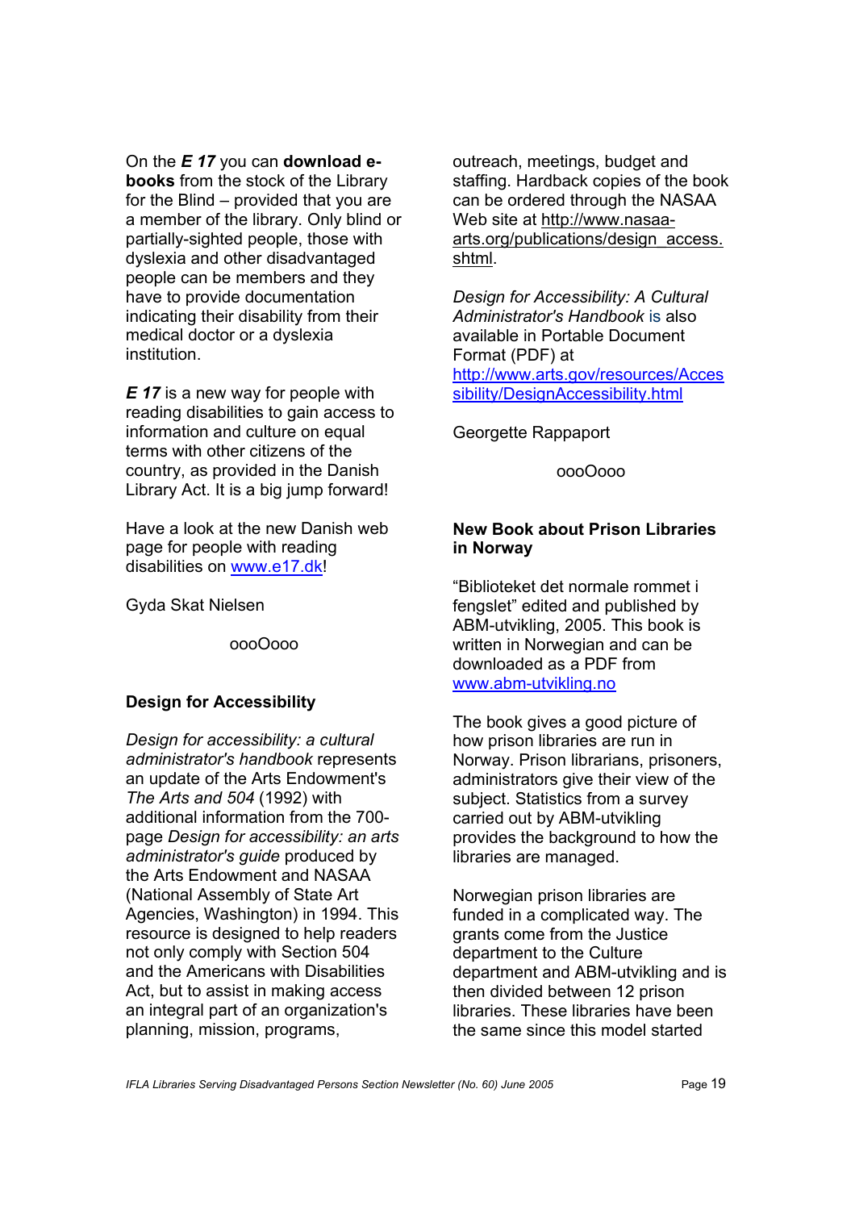On the ***E 17*** you can **download e-books** from the stock of the Library for the Blind – provided that you are a member of the library. Only blind or partially-sighted people, those with dyslexia and other disadvantaged people can be members and they have to provide documentation indicating their disability from their medical doctor or a dyslexia institution.

***E 17*** is a new way for people with reading disabilities to gain access to information and culture on equal terms with other citizens of the country, as provided in the Danish Library Act. It is a big jump forward!

Have a look at the new Danish web page for people with reading disabilities on www.e17.dk!

Gyda Skat Nielsen

oooOooo

### Design for Accessibility

*Design for accessibility: a cultural administrator's handbook* represents an update of the Arts Endowment's *The Arts and 504* (1992) with additional information from the 700-page *Design for accessibility: an arts administrator's guide* produced by the Arts Endowment and NASAA (National Assembly of State Art Agencies, Washington) in 1994. This resource is designed to help readers not only comply with Section 504 and the Americans with Disabilities Act, but to assist in making access an integral part of an organization's planning, mission, programs, outreach, meetings, budget and staffing. Hardback copies of the book can be ordered through the NASAA Web site at http://www.nasaa-arts.org/publications/design_access.shtml.

*Design for Accessibility: A Cultural Administrator's Handbook* is also available in Portable Document Format (PDF) at http://www.arts.gov/resources/Accessibility/DesignAccessibility.html

Georgette Rappaport

oooOooo

### New Book about Prison Libraries in Norway

"Biblioteket det normale rommet i fengslet" edited and published by ABM-utvikling, 2005. This book is written in Norwegian and can be downloaded as a PDF from www.abm-utvikling.no

The book gives a good picture of how prison libraries are run in Norway. Prison librarians, prisoners, administrators give their view of the subject. Statistics from a survey carried out by ABM-utvikling provides the background to how the libraries are managed.

Norwegian prison libraries are funded in a complicated way. The grants come from the Justice department to the Culture department and ABM-utvikling and is then divided between 12 prison libraries. These libraries have been the same since this model started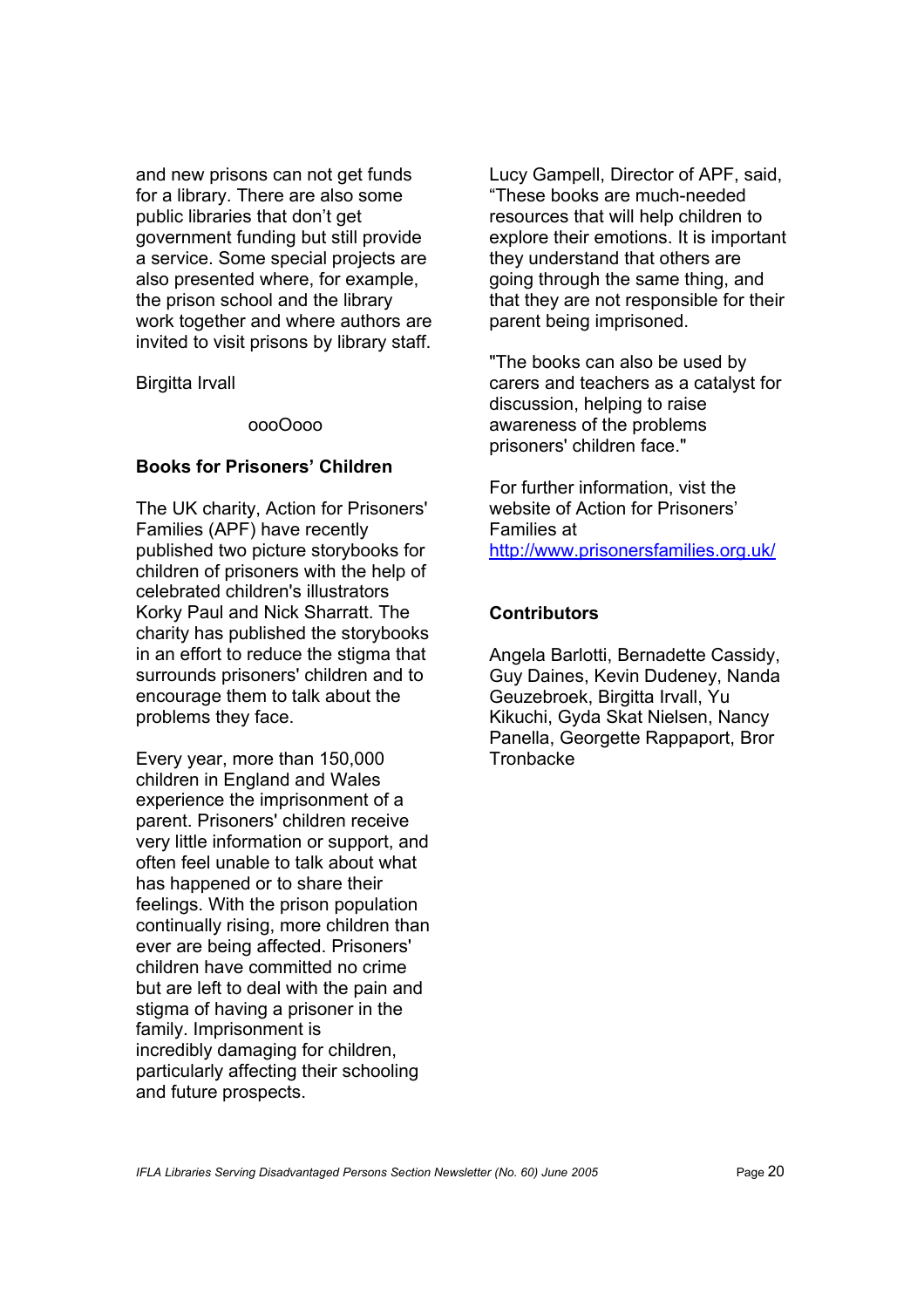and new prisons can not get funds for a library. There are also some public libraries that don't get government funding but still provide a service. Some special projects are also presented where, for example, the prison school and the library work together and where authors are invited to visit prisons by library staff.

Birgitta Irvall

oooOooo

**Books for Prisoners' Children**

The UK charity, Action for Prisoners' Families (APF) have recently published two picture storybooks for children of prisoners with the help of celebrated children's illustrators Korky Paul and Nick Sharratt. The charity has published the storybooks in an effort to reduce the stigma that surrounds prisoners' children and to encourage them to talk about the problems they face.

Every year, more than 150,000 children in England and Wales experience the imprisonment of a parent. Prisoners' children receive very little information or support, and often feel unable to talk about what has happened or to share their feelings. With the prison population continually rising, more children than ever are being affected. Prisoners' children have committed no crime but are left to deal with the pain and stigma of having a prisoner in the family. Imprisonment is incredibly damaging for children, particularly affecting their schooling and future prospects.

Lucy Gampell, Director of APF, said, "These books are much-needed resources that will help children to explore their emotions. It is important they understand that others are going through the same thing, and that they are not responsible for their parent being imprisoned.

"The books can also be used by carers and teachers as a catalyst for discussion, helping to raise awareness of the problems prisoners' children face."

For further information, vist the website of Action for Prisoners' Families at http://www.prisonersfamilies.org.uk/

**Contributors**

Angela Barlotti, Bernadette Cassidy, Guy Daines, Kevin Dudeney, Nanda Geuzebroek, Birgitta Irvall, Yu Kikuchi, Gyda Skat Nielsen, Nancy Panella, Georgette Rappaport, Bror Tronbacke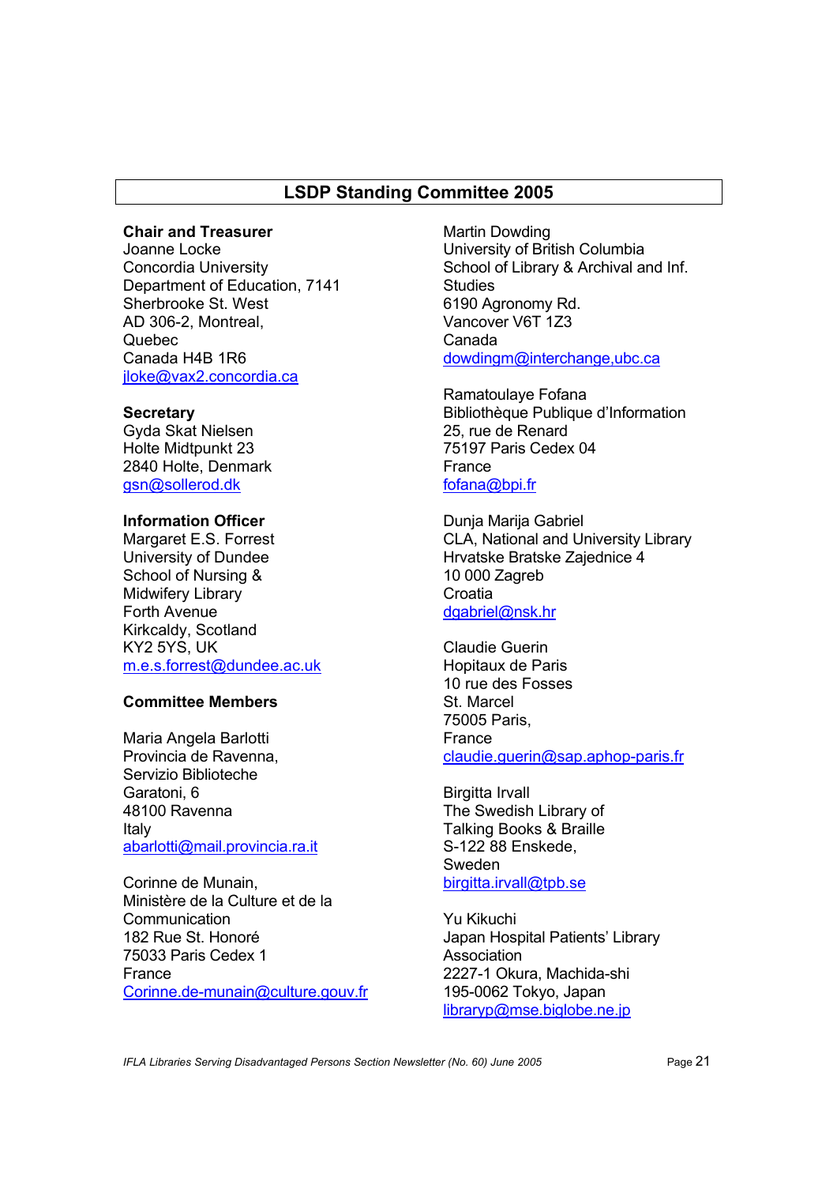## LSDP Standing Committee 2005

**Chair and Treasurer**
Joanne Locke
Concordia University
Department of Education, 7141
Sherbrooke St. West
AD 306-2, Montreal,
Quebec
Canada H4B 1R6
jloke@vax2.concordia.ca

**Secretary**
Gyda Skat Nielsen
Holte Midtpunkt 23
2840 Holte, Denmark
gsn@sollerod.dk

**Information Officer**
Margaret E.S. Forrest
University of Dundee
School of Nursing &
Midwifery Library
Forth Avenue
Kirkcaldy, Scotland
KY2 5YS, UK
m.e.s.forrest@dundee.ac.uk

**Committee Members**

Maria Angela Barlotti
Provincia de Ravenna,
Servizio Biblioteche
Garatoni, 6
48100 Ravenna
Italy
abarlotti@mail.provincia.ra.it

Corinne de Munain,
Ministère de la Culture et de la
Communication
182 Rue St. Honoré
75033 Paris Cedex 1
France
Corinne.de-munain@culture.gouv.fr

Martin Dowding
University of British Columbia
School of Library & Archival and Inf.
Studies
6190 Agronomy Rd.
Vancover V6T 1Z3
Canada
dowdingm@interchange,ubc.ca

Ramatoulaye Fofana
Bibliothèque Publique d'Information
25, rue de Renard
75197 Paris Cedex 04
France
fofana@bpi.fr

Dunja Marija Gabriel
CLA, National and University Library
Hrvatske Bratske Zajednice 4
10 000 Zagreb
Croatia
dgabriel@nsk.hr

Claudie Guerin
Hopitaux de Paris
10 rue des Fosses
St. Marcel
75005 Paris,
France
claudie.guerin@sap.aphop-paris.fr

Birgitta Irvall
The Swedish Library of
Talking Books & Braille
S-122 88 Enskede,
Sweden
birgitta.irvall@tpb.se

Yu Kikuchi
Japan Hospital Patients' Library
Association
2227-1 Okura, Machida-shi
195-0062 Tokyo, Japan
libraryp@mse.biglobe.ne.jp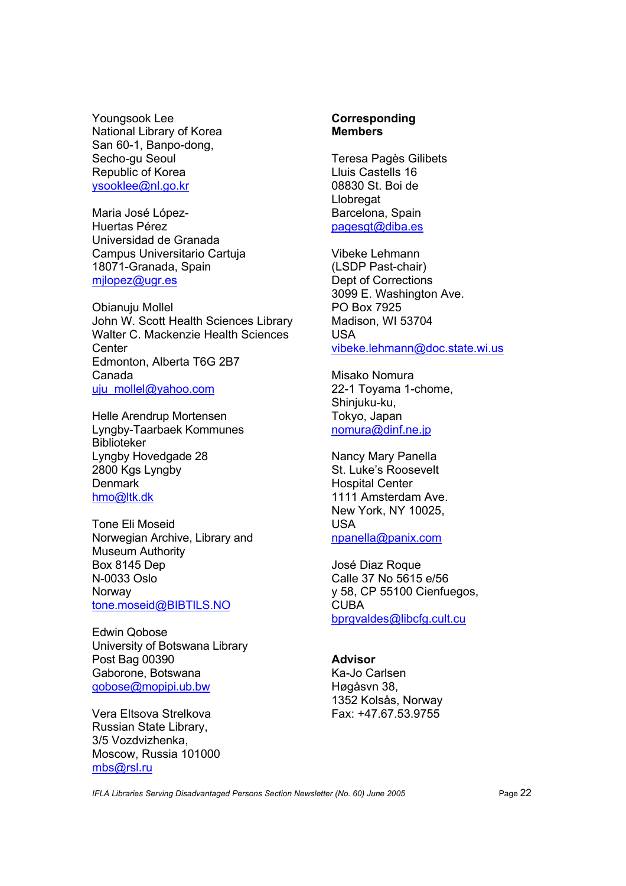Youngsook Lee
National Library of Korea
San 60-1, Banpo-dong,
Secho-gu Seoul
Republic of Korea
ysooklee@nl.go.kr

Maria José López-
Huertas Pérez
Universidad de Granada
Campus Universitario Cartuja
18071-Granada, Spain
mjlopez@ugr.es

Obianuju Mollel
John W. Scott Health Sciences Library
Walter C. Mackenzie Health Sciences
Center
Edmonton, Alberta T6G 2B7
Canada
uju_mollel@yahoo.com

Helle Arendrup Mortensen
Lyngby-Taarbaek Kommunes
Biblioteker
Lyngby Hovedgade 28
2800 Kgs Lyngby
Denmark
hmo@ltk.dk

Tone Eli Moseid
Norwegian Archive, Library and
Museum Authority
Box 8145 Dep
N-0033 Oslo
Norway
tone.moseid@BIBTILS.NO

Edwin Qobose
University of Botswana Library
Post Bag 00390
Gaborone, Botswana
qobose@mopipi.ub.bw

Vera Eltsova Strelkova
Russian State Library,
3/5 Vozdvizhenka,
Moscow, Russia 101000
mbs@rsl.ru

**Corresponding Members**

Teresa Pagès Gilibets
Lluis Castells 16
08830 St. Boi de
Llobregat
Barcelona, Spain
pagesgt@diba.es

Vibeke Lehmann
(LSDP Past-chair)
Dept of Corrections
3099 E. Washington Ave.
PO Box 7925
Madison, WI 53704
USA
vibeke.lehmann@doc.state.wi.us

Misako Nomura
22-1 Toyama 1-chome,
Shinjuku-ku,
Tokyo, Japan
nomura@dinf.ne.jp

Nancy Mary Panella
St. Luke's Roosevelt
Hospital Center
1111 Amsterdam Ave.
New York, NY 10025,
USA
npanella@panix.com

José Diaz Roque
Calle 37 No 5615 e/56
y 58, CP 55100 Cienfuegos,
CUBA
bprgvaldes@libcfg.cult.cu

**Advisor**
Ka-Jo Carlsen
Høgåsvn 38,
1352 Kolsås, Norway
Fax: +47.67.53.9755